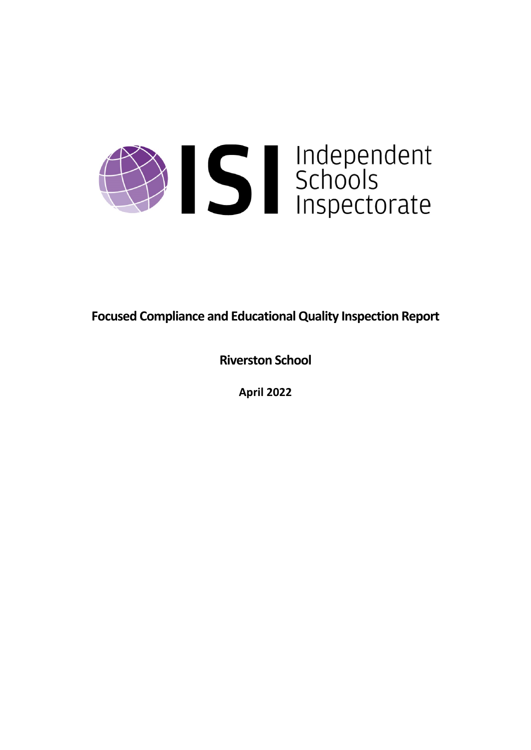Independent Schools Inspectorate

# Focused Compliance and Educational Quality Inspection Report

## Riverston School

**April 2022**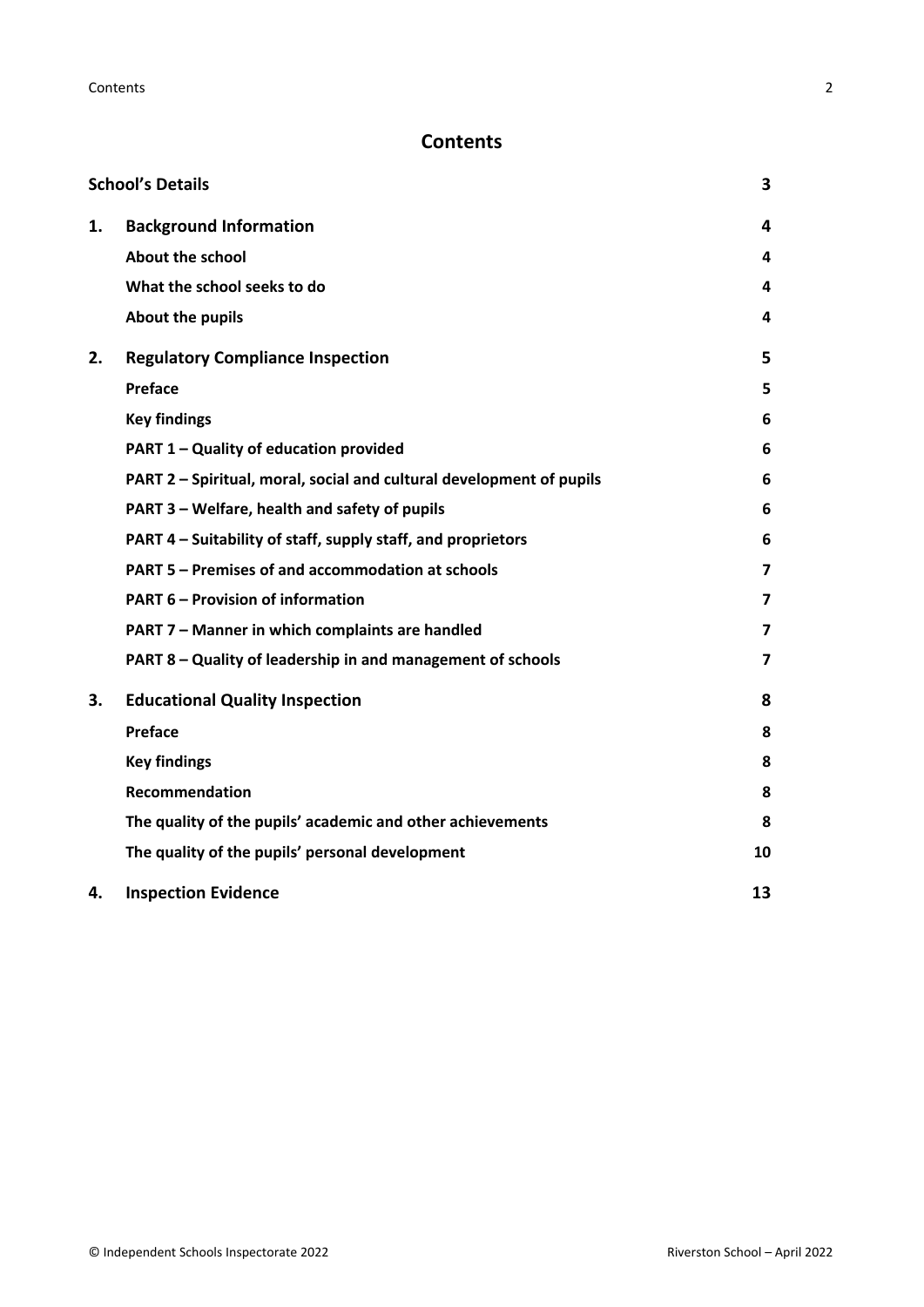# Contents

| | | |
|---|---|---|
| **School's Details** | | **3** |
| **1.** | **Background Information** | **4** |
| | **About the school** | **4** |
| | **What the school seeks to do** | **4** |
| | **About the pupils** | **4** |
| **2.** | **Regulatory Compliance Inspection** | **5** |
| | **Preface** | **5** |
| | **Key findings** | **6** |
| | **PART 1 – Quality of education provided** | **6** |
| | **PART 2 – Spiritual, moral, social and cultural development of pupils** | **6** |
| | **PART 3 – Welfare, health and safety of pupils** | **6** |
| | **PART 4 – Suitability of staff, supply staff, and proprietors** | **6** |
| | **PART 5 – Premises of and accommodation at schools** | **7** |
| | **PART 6 – Provision of information** | **7** |
| | **PART 7 – Manner in which complaints are handled** | **7** |
| | **PART 8 – Quality of leadership in and management of schools** | **7** |
| **3.** | **Educational Quality Inspection** | **8** |
| | **Preface** | **8** |
| | **Key findings** | **8** |
| | **Recommendation** | **8** |
| | **The quality of the pupils' academic and other achievements** | **8** |
| | **The quality of the pupils' personal development** | **10** |
| **4.** | **Inspection Evidence** | **13** |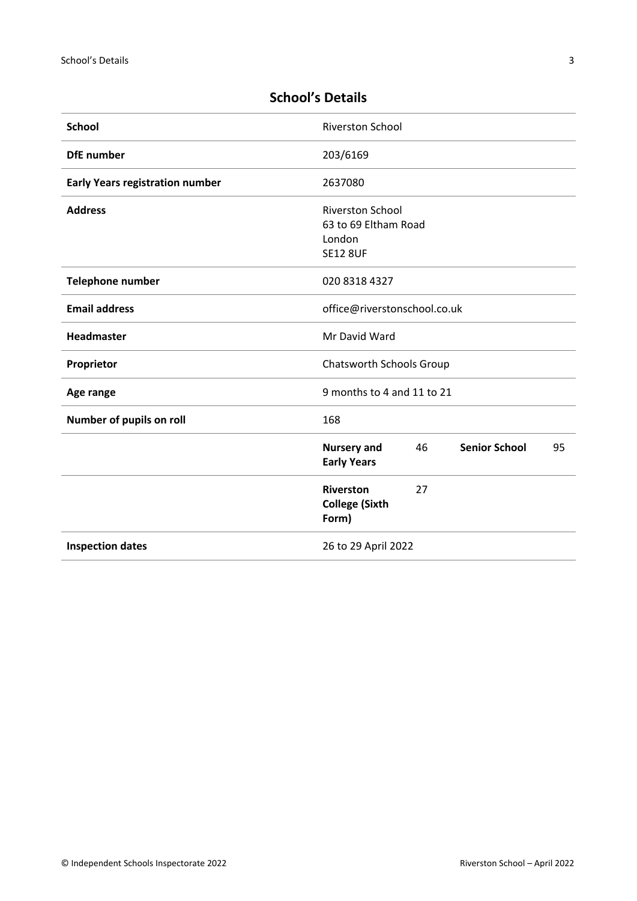## School's Details

| | | | | |
|---|---|---|---|---|
| **School** | Riverston School | | | |
| **DfE number** | 203/6169 | | | |
| **Early Years registration number** | 2637080 | | | |
| **Address** | Riverston School<br>63 to 69 Eltham Road<br>London<br>SE12 8UF | | | |
| **Telephone number** | 020 8318 4327 | | | |
| **Email address** | office@riverstonschool.co.uk | | | |
| **Headmaster** | Mr David Ward | | | |
| **Proprietor** | Chatsworth Schools Group | | | |
| **Age range** | 9 months to 4 and 11 to 21 | | | |
| **Number of pupils on roll** | 168 | | | |
| | **Nursery and Early Years** | 46 | **Senior School** | 95 |
| | **Riverston College (Sixth Form)** | 27 | | |
| **Inspection dates** | 26 to 29 April 2022 | | | |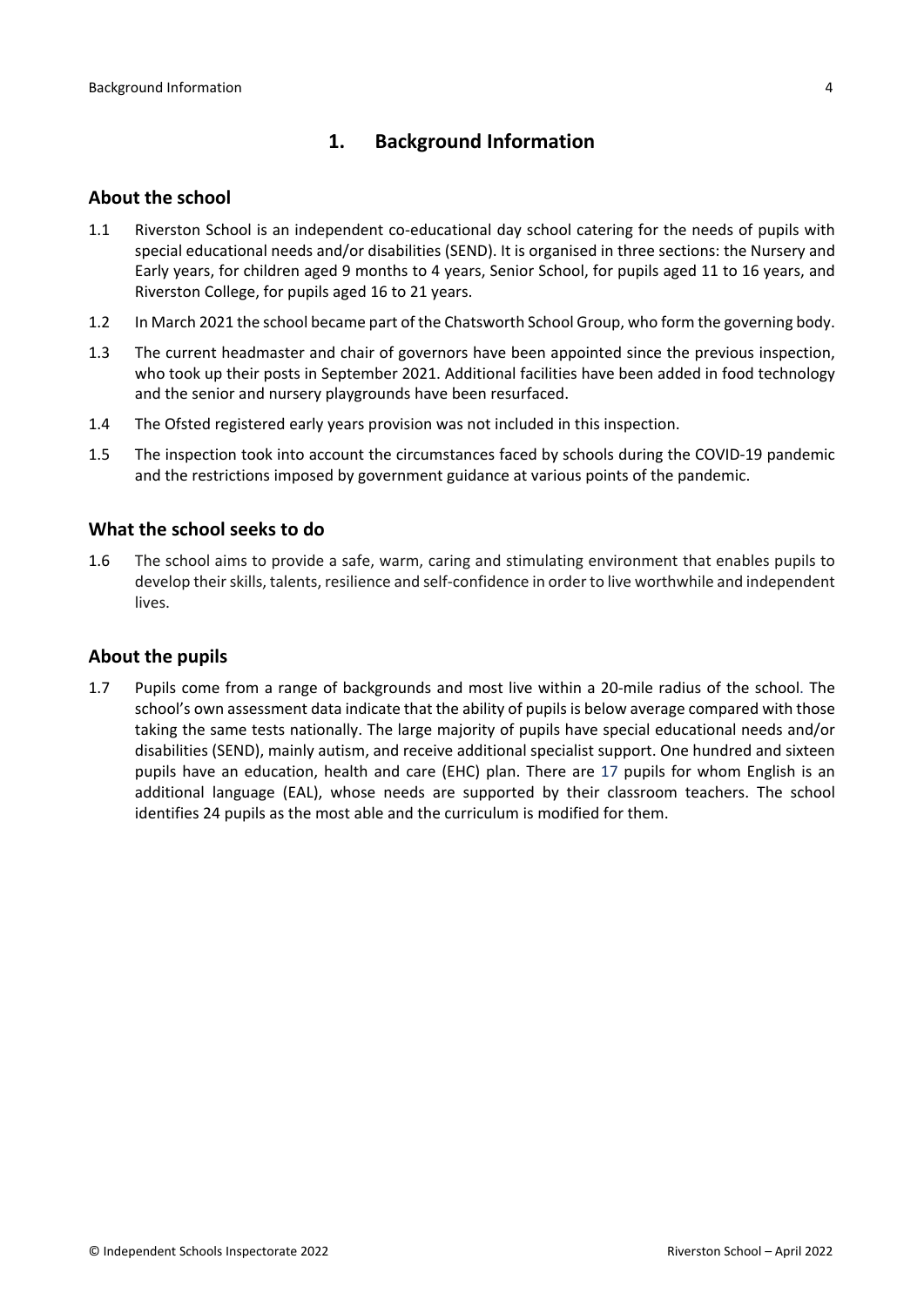## 1. Background Information

### About the school

1.1 Riverston School is an independent co-educational day school catering for the needs of pupils with special educational needs and/or disabilities (SEND). It is organised in three sections: the Nursery and Early years, for children aged 9 months to 4 years, Senior School, for pupils aged 11 to 16 years, and Riverston College, for pupils aged 16 to 21 years.

1.2 In March 2021 the school became part of the Chatsworth School Group, who form the governing body.

1.3 The current headmaster and chair of governors have been appointed since the previous inspection, who took up their posts in September 2021. Additional facilities have been added in food technology and the senior and nursery playgrounds have been resurfaced.

1.4 The Ofsted registered early years provision was not included in this inspection.

1.5 The inspection took into account the circumstances faced by schools during the COVID-19 pandemic and the restrictions imposed by government guidance at various points of the pandemic.

### What the school seeks to do

1.6 The school aims to provide a safe, warm, caring and stimulating environment that enables pupils to develop their skills, talents, resilience and self-confidence in order to live worthwhile and independent lives.

### About the pupils

1.7 Pupils come from a range of backgrounds and most live within a 20-mile radius of the school. The school's own assessment data indicate that the ability of pupils is below average compared with those taking the same tests nationally. The large majority of pupils have special educational needs and/or disabilities (SEND), mainly autism, and receive additional specialist support. One hundred and sixteen pupils have an education, health and care (EHC) plan. There are 17 pupils for whom English is an additional language (EAL), whose needs are supported by their classroom teachers. The school identifies 24 pupils as the most able and the curriculum is modified for them.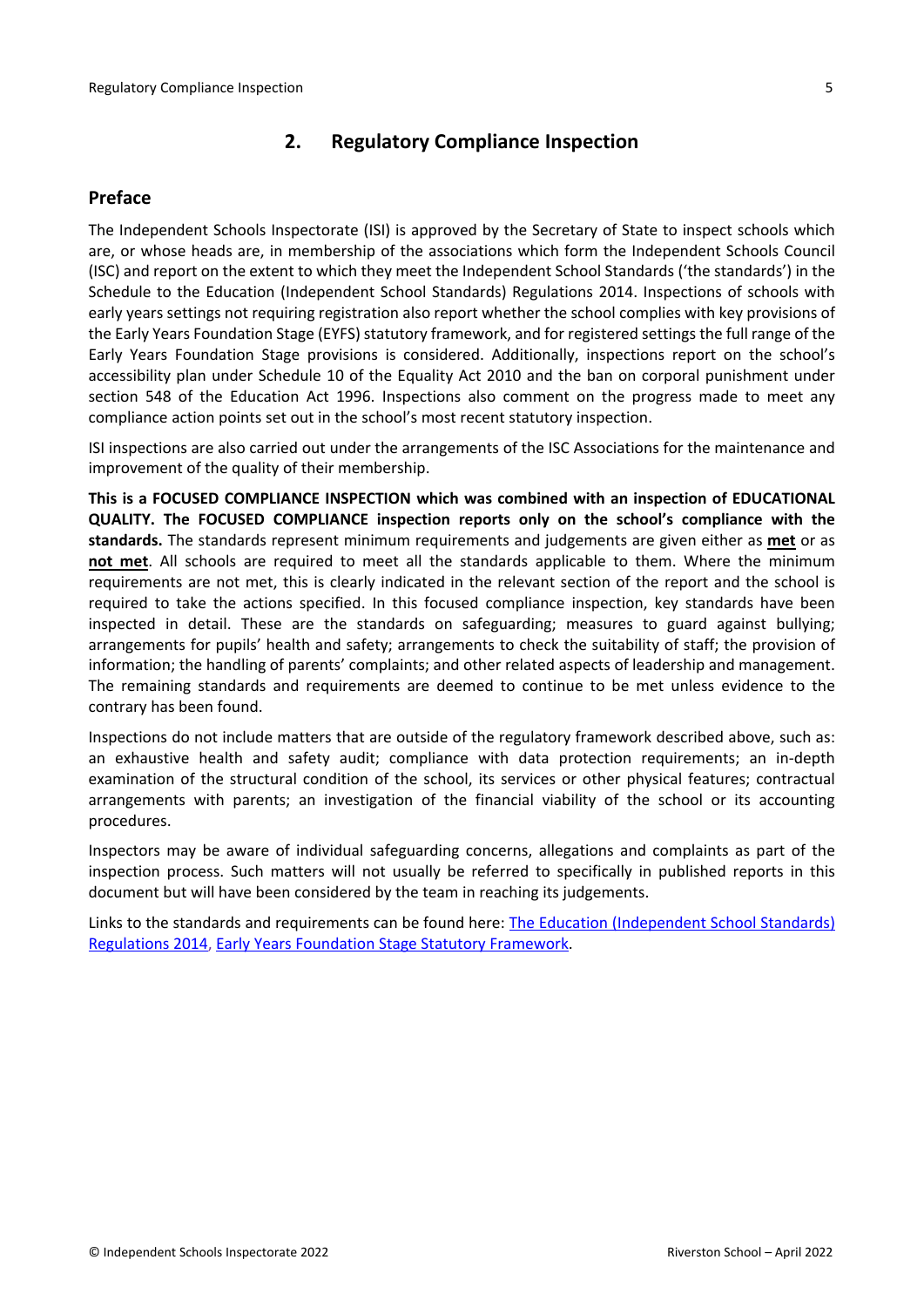## 2. Regulatory Compliance Inspection

### Preface

The Independent Schools Inspectorate (ISI) is approved by the Secretary of State to inspect schools which are, or whose heads are, in membership of the associations which form the Independent Schools Council (ISC) and report on the extent to which they meet the Independent School Standards ('the standards') in the Schedule to the Education (Independent School Standards) Regulations 2014. Inspections of schools with early years settings not requiring registration also report whether the school complies with key provisions of the Early Years Foundation Stage (EYFS) statutory framework, and for registered settings the full range of the Early Years Foundation Stage provisions is considered. Additionally, inspections report on the school's accessibility plan under Schedule 10 of the Equality Act 2010 and the ban on corporal punishment under section 548 of the Education Act 1996. Inspections also comment on the progress made to meet any compliance action points set out in the school's most recent statutory inspection.

ISI inspections are also carried out under the arrangements of the ISC Associations for the maintenance and improvement of the quality of their membership.

**This is a FOCUSED COMPLIANCE INSPECTION which was combined with an inspection of EDUCATIONAL QUALITY. The FOCUSED COMPLIANCE inspection reports only on the school's compliance with the standards.** The standards represent minimum requirements and judgements are given either as **met** or as **not met**. All schools are required to meet all the standards applicable to them. Where the minimum requirements are not met, this is clearly indicated in the relevant section of the report and the school is required to take the actions specified. In this focused compliance inspection, key standards have been inspected in detail. These are the standards on safeguarding; measures to guard against bullying; arrangements for pupils' health and safety; arrangements to check the suitability of staff; the provision of information; the handling of parents' complaints; and other related aspects of leadership and management. The remaining standards and requirements are deemed to continue to be met unless evidence to the contrary has been found.

Inspections do not include matters that are outside of the regulatory framework described above, such as: an exhaustive health and safety audit; compliance with data protection requirements; an in-depth examination of the structural condition of the school, its services or other physical features; contractual arrangements with parents; an investigation of the financial viability of the school or its accounting procedures.

Inspectors may be aware of individual safeguarding concerns, allegations and complaints as part of the inspection process. Such matters will not usually be referred to specifically in published reports in this document but will have been considered by the team in reaching its judgements.

Links to the standards and requirements can be found here: The Education (Independent School Standards) Regulations 2014, Early Years Foundation Stage Statutory Framework.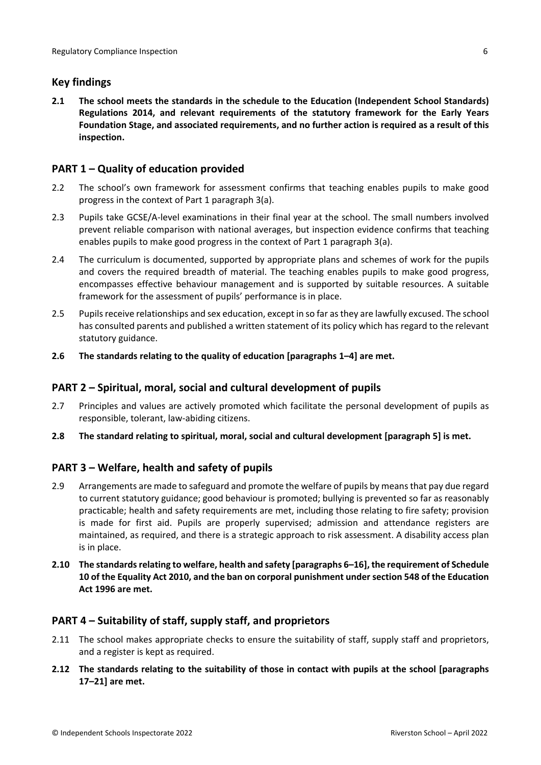## Key findings

**2.1 The school meets the standards in the schedule to the Education (Independent School Standards) Regulations 2014, and relevant requirements of the statutory framework for the Early Years Foundation Stage, and associated requirements, and no further action is required as a result of this inspection.**

## PART 1 – Quality of education provided

2.2 The school's own framework for assessment confirms that teaching enables pupils to make good progress in the context of Part 1 paragraph 3(a).

2.3 Pupils take GCSE/A-level examinations in their final year at the school. The small numbers involved prevent reliable comparison with national averages, but inspection evidence confirms that teaching enables pupils to make good progress in the context of Part 1 paragraph 3(a).

2.4 The curriculum is documented, supported by appropriate plans and schemes of work for the pupils and covers the required breadth of material. The teaching enables pupils to make good progress, encompasses effective behaviour management and is supported by suitable resources. A suitable framework for the assessment of pupils' performance is in place.

2.5 Pupils receive relationships and sex education, except in so far as they are lawfully excused. The school has consulted parents and published a written statement of its policy which has regard to the relevant statutory guidance.

**2.6 The standards relating to the quality of education [paragraphs 1–4] are met.**

## PART 2 – Spiritual, moral, social and cultural development of pupils

2.7 Principles and values are actively promoted which facilitate the personal development of pupils as responsible, tolerant, law-abiding citizens.

**2.8 The standard relating to spiritual, moral, social and cultural development [paragraph 5] is met.**

## PART 3 – Welfare, health and safety of pupils

2.9 Arrangements are made to safeguard and promote the welfare of pupils by means that pay due regard to current statutory guidance; good behaviour is promoted; bullying is prevented so far as reasonably practicable; health and safety requirements are met, including those relating to fire safety; provision is made for first aid. Pupils are properly supervised; admission and attendance registers are maintained, as required, and there is a strategic approach to risk assessment. A disability access plan is in place.

**2.10 The standards relating to welfare, health and safety [paragraphs 6–16], the requirement of Schedule 10 of the Equality Act 2010, and the ban on corporal punishment under section 548 of the Education Act 1996 are met.**

## PART 4 – Suitability of staff, supply staff, and proprietors

2.11 The school makes appropriate checks to ensure the suitability of staff, supply staff and proprietors, and a register is kept as required.

**2.12 The standards relating to the suitability of those in contact with pupils at the school [paragraphs 17–21] are met.**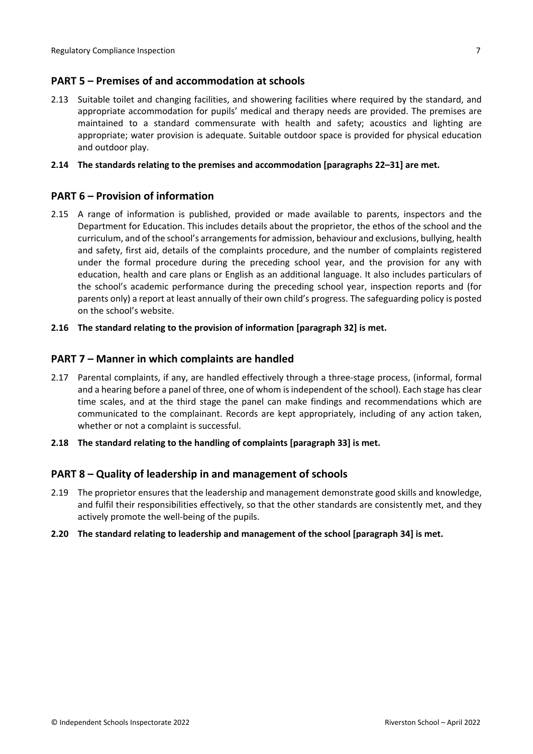## PART 5 – Premises of and accommodation at schools

2.13 Suitable toilet and changing facilities, and showering facilities where required by the standard, and appropriate accommodation for pupils' medical and therapy needs are provided. The premises are maintained to a standard commensurate with health and safety; acoustics and lighting are appropriate; water provision is adequate. Suitable outdoor space is provided for physical education and outdoor play.

**2.14 The standards relating to the premises and accommodation [paragraphs 22–31] are met.**

## PART 6 – Provision of information

2.15 A range of information is published, provided or made available to parents, inspectors and the Department for Education. This includes details about the proprietor, the ethos of the school and the curriculum, and of the school's arrangements for admission, behaviour and exclusions, bullying, health and safety, first aid, details of the complaints procedure, and the number of complaints registered under the formal procedure during the preceding school year, and the provision for any with education, health and care plans or English as an additional language. It also includes particulars of the school's academic performance during the preceding school year, inspection reports and (for parents only) a report at least annually of their own child's progress. The safeguarding policy is posted on the school's website.

**2.16 The standard relating to the provision of information [paragraph 32] is met.**

## PART 7 – Manner in which complaints are handled

2.17 Parental complaints, if any, are handled effectively through a three-stage process, (informal, formal and a hearing before a panel of three, one of whom is independent of the school). Each stage has clear time scales, and at the third stage the panel can make findings and recommendations which are communicated to the complainant. Records are kept appropriately, including of any action taken, whether or not a complaint is successful.

**2.18 The standard relating to the handling of complaints [paragraph 33] is met.**

## PART 8 – Quality of leadership in and management of schools

2.19 The proprietor ensures that the leadership and management demonstrate good skills and knowledge, and fulfil their responsibilities effectively, so that the other standards are consistently met, and they actively promote the well-being of the pupils.

**2.20 The standard relating to leadership and management of the school [paragraph 34] is met.**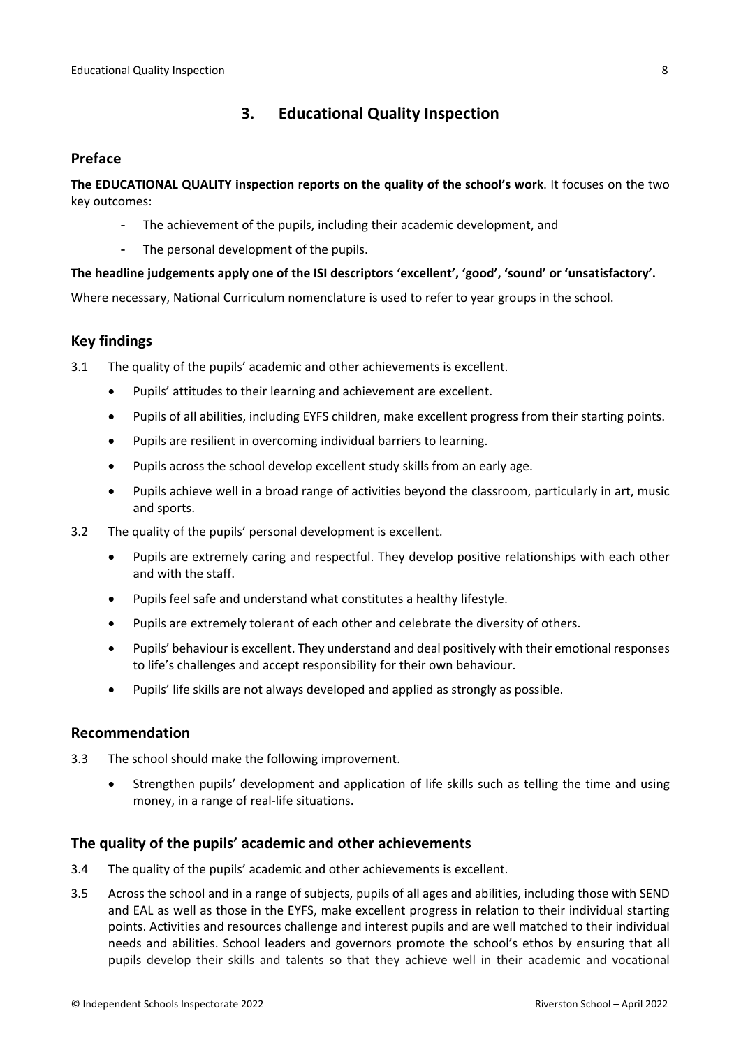## 3. Educational Quality Inspection

### Preface

**The EDUCATIONAL QUALITY inspection reports on the quality of the school's work**. It focuses on the two key outcomes:

- The achievement of the pupils, including their academic development, and
- The personal development of the pupils.

**The headline judgements apply one of the ISI descriptors 'excellent', 'good', 'sound' or 'unsatisfactory'.**

Where necessary, National Curriculum nomenclature is used to refer to year groups in the school.

### Key findings

3.1 The quality of the pupils' academic and other achievements is excellent.

- Pupils' attitudes to their learning and achievement are excellent.
- Pupils of all abilities, including EYFS children, make excellent progress from their starting points.
- Pupils are resilient in overcoming individual barriers to learning.
- Pupils across the school develop excellent study skills from an early age.
- Pupils achieve well in a broad range of activities beyond the classroom, particularly in art, music and sports.

3.2 The quality of the pupils' personal development is excellent.

- Pupils are extremely caring and respectful. They develop positive relationships with each other and with the staff.
- Pupils feel safe and understand what constitutes a healthy lifestyle.
- Pupils are extremely tolerant of each other and celebrate the diversity of others.
- Pupils' behaviour is excellent. They understand and deal positively with their emotional responses to life's challenges and accept responsibility for their own behaviour.
- Pupils' life skills are not always developed and applied as strongly as possible.

### Recommendation

3.3 The school should make the following improvement.

- Strengthen pupils' development and application of life skills such as telling the time and using money, in a range of real-life situations.

### The quality of the pupils' academic and other achievements

3.4 The quality of the pupils' academic and other achievements is excellent.

3.5 Across the school and in a range of subjects, pupils of all ages and abilities, including those with SEND and EAL as well as those in the EYFS, make excellent progress in relation to their individual starting points. Activities and resources challenge and interest pupils and are well matched to their individual needs and abilities. School leaders and governors promote the school's ethos by ensuring that all pupils develop their skills and talents so that they achieve well in their academic and vocational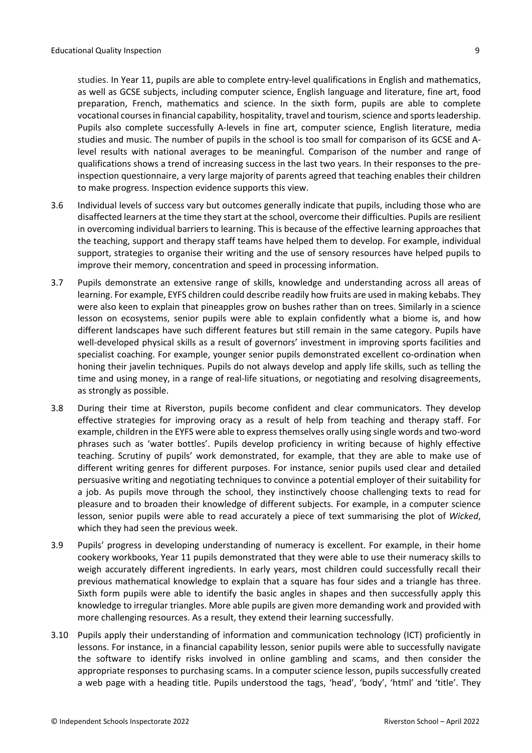studies. In Year 11, pupils are able to complete entry-level qualifications in English and mathematics, as well as GCSE subjects, including computer science, English language and literature, fine art, food preparation, French, mathematics and science. In the sixth form, pupils are able to complete vocational courses in financial capability, hospitality, travel and tourism, science and sports leadership. Pupils also complete successfully A-levels in fine art, computer science, English literature, media studies and music. The number of pupils in the school is too small for comparison of its GCSE and A-level results with national averages to be meaningful. Comparison of the number and range of qualifications shows a trend of increasing success in the last two years. In their responses to the pre-inspection questionnaire, a very large majority of parents agreed that teaching enables their children to make progress. Inspection evidence supports this view.

3.6 Individual levels of success vary but outcomes generally indicate that pupils, including those who are disaffected learners at the time they start at the school, overcome their difficulties. Pupils are resilient in overcoming individual barriers to learning. This is because of the effective learning approaches that the teaching, support and therapy staff teams have helped them to develop. For example, individual support, strategies to organise their writing and the use of sensory resources have helped pupils to improve their memory, concentration and speed in processing information.

3.7 Pupils demonstrate an extensive range of skills, knowledge and understanding across all areas of learning. For example, EYFS children could describe readily how fruits are used in making kebabs. They were also keen to explain that pineapples grow on bushes rather than on trees. Similarly in a science lesson on ecosystems, senior pupils were able to explain confidently what a biome is, and how different landscapes have such different features but still remain in the same category. Pupils have well-developed physical skills as a result of governors' investment in improving sports facilities and specialist coaching. For example, younger senior pupils demonstrated excellent co-ordination when honing their javelin techniques. Pupils do not always develop and apply life skills, such as telling the time and using money, in a range of real-life situations, or negotiating and resolving disagreements, as strongly as possible.

3.8 During their time at Riverston, pupils become confident and clear communicators. They develop effective strategies for improving oracy as a result of help from teaching and therapy staff. For example, children in the EYFS were able to express themselves orally using single words and two-word phrases such as 'water bottles'. Pupils develop proficiency in writing because of highly effective teaching. Scrutiny of pupils' work demonstrated, for example, that they are able to make use of different writing genres for different purposes. For instance, senior pupils used clear and detailed persuasive writing and negotiating techniques to convince a potential employer of their suitability for a job. As pupils move through the school, they instinctively choose challenging texts to read for pleasure and to broaden their knowledge of different subjects. For example, in a computer science lesson, senior pupils were able to read accurately a piece of text summarising the plot of *Wicked*, which they had seen the previous week.

3.9 Pupils' progress in developing understanding of numeracy is excellent. For example, in their home cookery workbooks, Year 11 pupils demonstrated that they were able to use their numeracy skills to weigh accurately different ingredients. In early years, most children could successfully recall their previous mathematical knowledge to explain that a square has four sides and a triangle has three. Sixth form pupils were able to identify the basic angles in shapes and then successfully apply this knowledge to irregular triangles. More able pupils are given more demanding work and provided with more challenging resources. As a result, they extend their learning successfully.

3.10 Pupils apply their understanding of information and communication technology (ICT) proficiently in lessons. For instance, in a financial capability lesson, senior pupils were able to successfully navigate the software to identify risks involved in online gambling and scams, and then consider the appropriate responses to purchasing scams. In a computer science lesson, pupils successfully created a web page with a heading title. Pupils understood the tags, 'head', 'body', 'html' and 'title'. They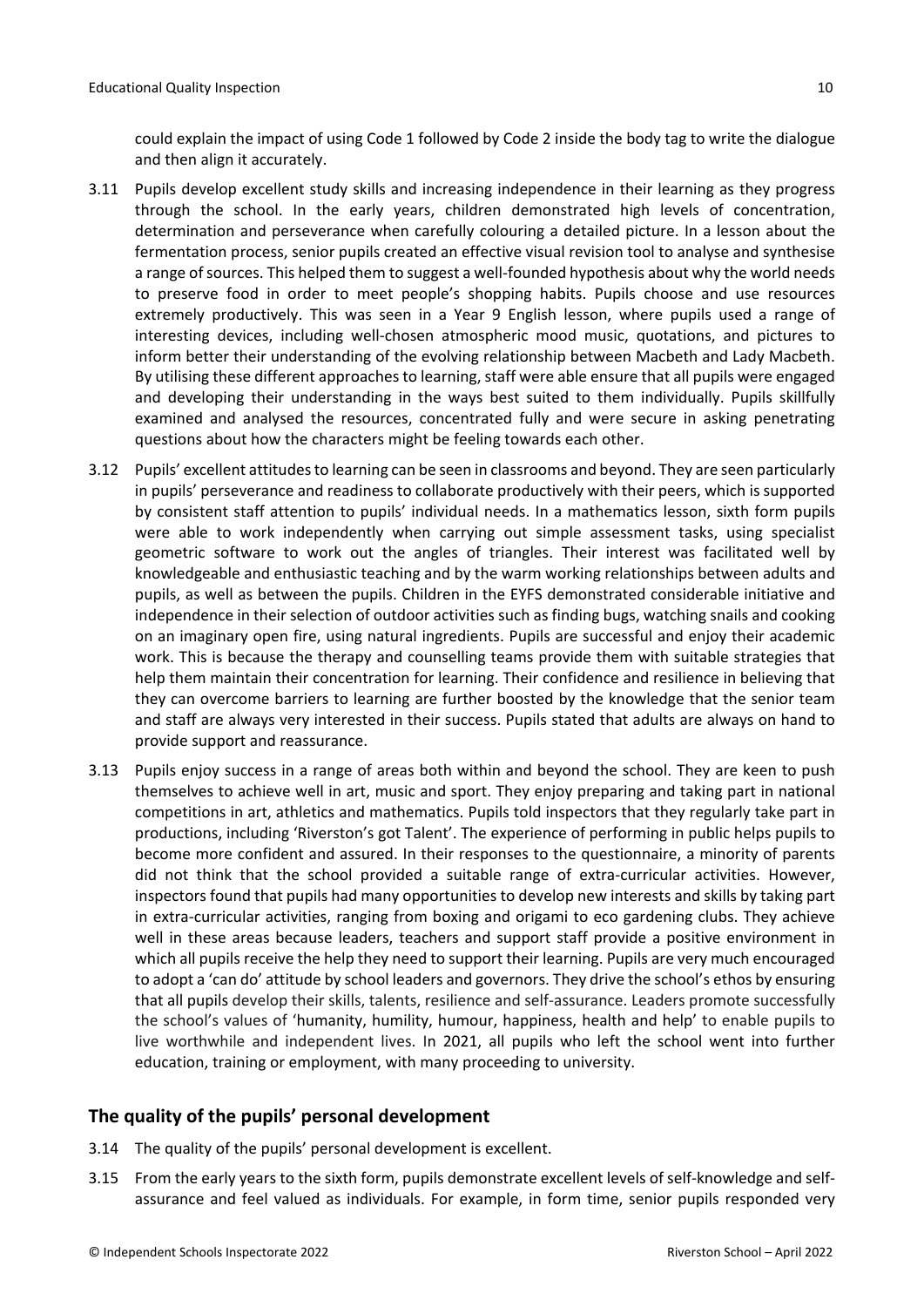could explain the impact of using Code 1 followed by Code 2 inside the body tag to write the dialogue and then align it accurately.

3.11 Pupils develop excellent study skills and increasing independence in their learning as they progress through the school. In the early years, children demonstrated high levels of concentration, determination and perseverance when carefully colouring a detailed picture. In a lesson about the fermentation process, senior pupils created an effective visual revision tool to analyse and synthesise a range of sources. This helped them to suggest a well-founded hypothesis about why the world needs to preserve food in order to meet people's shopping habits. Pupils choose and use resources extremely productively. This was seen in a Year 9 English lesson, where pupils used a range of interesting devices, including well-chosen atmospheric mood music, quotations, and pictures to inform better their understanding of the evolving relationship between Macbeth and Lady Macbeth. By utilising these different approaches to learning, staff were able ensure that all pupils were engaged and developing their understanding in the ways best suited to them individually. Pupils skillfully examined and analysed the resources, concentrated fully and were secure in asking penetrating questions about how the characters might be feeling towards each other.

3.12 Pupils' excellent attitudes to learning can be seen in classrooms and beyond. They are seen particularly in pupils' perseverance and readiness to collaborate productively with their peers, which is supported by consistent staff attention to pupils' individual needs. In a mathematics lesson, sixth form pupils were able to work independently when carrying out simple assessment tasks, using specialist geometric software to work out the angles of triangles. Their interest was facilitated well by knowledgeable and enthusiastic teaching and by the warm working relationships between adults and pupils, as well as between the pupils. Children in the EYFS demonstrated considerable initiative and independence in their selection of outdoor activities such as finding bugs, watching snails and cooking on an imaginary open fire, using natural ingredients. Pupils are successful and enjoy their academic work. This is because the therapy and counselling teams provide them with suitable strategies that help them maintain their concentration for learning. Their confidence and resilience in believing that they can overcome barriers to learning are further boosted by the knowledge that the senior team and staff are always very interested in their success. Pupils stated that adults are always on hand to provide support and reassurance.

3.13 Pupils enjoy success in a range of areas both within and beyond the school. They are keen to push themselves to achieve well in art, music and sport. They enjoy preparing and taking part in national competitions in art, athletics and mathematics. Pupils told inspectors that they regularly take part in productions, including 'Riverston's got Talent'. The experience of performing in public helps pupils to become more confident and assured. In their responses to the questionnaire, a minority of parents did not think that the school provided a suitable range of extra-curricular activities. However, inspectors found that pupils had many opportunities to develop new interests and skills by taking part in extra-curricular activities, ranging from boxing and origami to eco gardening clubs. They achieve well in these areas because leaders, teachers and support staff provide a positive environment in which all pupils receive the help they need to support their learning. Pupils are very much encouraged to adopt a 'can do' attitude by school leaders and governors. They drive the school's ethos by ensuring that all pupils develop their skills, talents, resilience and self-assurance. Leaders promote successfully the school's values of 'humanity, humility, humour, happiness, health and help' to enable pupils to live worthwhile and independent lives. In 2021, all pupils who left the school went into further education, training or employment, with many proceeding to university.

## The quality of the pupils' personal development

3.14 The quality of the pupils' personal development is excellent.

3.15 From the early years to the sixth form, pupils demonstrate excellent levels of self-knowledge and self-assurance and feel valued as individuals. For example, in form time, senior pupils responded very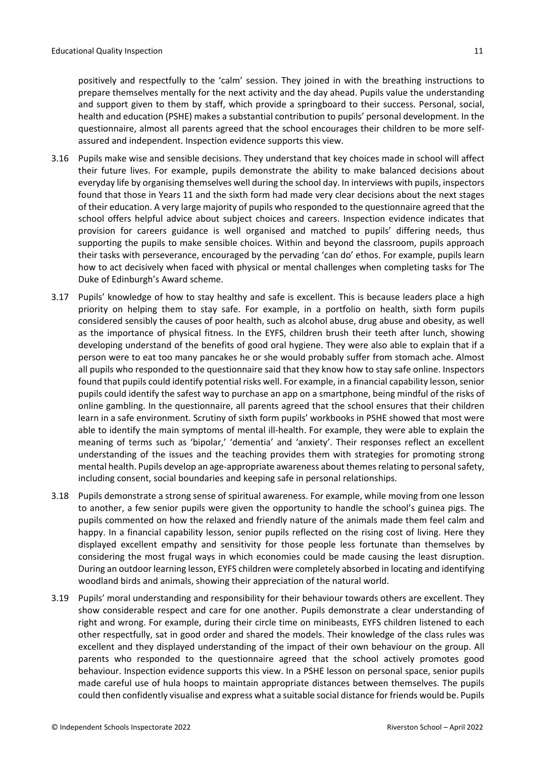positively and respectfully to the 'calm' session. They joined in with the breathing instructions to prepare themselves mentally for the next activity and the day ahead. Pupils value the understanding and support given to them by staff, which provide a springboard to their success. Personal, social, health and education (PSHE) makes a substantial contribution to pupils' personal development. In the questionnaire, almost all parents agreed that the school encourages their children to be more self-assured and independent. Inspection evidence supports this view.

3.16 Pupils make wise and sensible decisions. They understand that key choices made in school will affect their future lives. For example, pupils demonstrate the ability to make balanced decisions about everyday life by organising themselves well during the school day. In interviews with pupils, inspectors found that those in Years 11 and the sixth form had made very clear decisions about the next stages of their education. A very large majority of pupils who responded to the questionnaire agreed that the school offers helpful advice about subject choices and careers. Inspection evidence indicates that provision for careers guidance is well organised and matched to pupils' differing needs, thus supporting the pupils to make sensible choices. Within and beyond the classroom, pupils approach their tasks with perseverance, encouraged by the pervading 'can do' ethos. For example, pupils learn how to act decisively when faced with physical or mental challenges when completing tasks for The Duke of Edinburgh's Award scheme.

3.17 Pupils' knowledge of how to stay healthy and safe is excellent. This is because leaders place a high priority on helping them to stay safe. For example, in a portfolio on health, sixth form pupils considered sensibly the causes of poor health, such as alcohol abuse, drug abuse and obesity, as well as the importance of physical fitness. In the EYFS, children brush their teeth after lunch, showing developing understand of the benefits of good oral hygiene. They were also able to explain that if a person were to eat too many pancakes he or she would probably suffer from stomach ache. Almost all pupils who responded to the questionnaire said that they know how to stay safe online. Inspectors found that pupils could identify potential risks well. For example, in a financial capability lesson, senior pupils could identify the safest way to purchase an app on a smartphone, being mindful of the risks of online gambling. In the questionnaire, all parents agreed that the school ensures that their children learn in a safe environment. Scrutiny of sixth form pupils' workbooks in PSHE showed that most were able to identify the main symptoms of mental ill-health. For example, they were able to explain the meaning of terms such as 'bipolar,' 'dementia' and 'anxiety'. Their responses reflect an excellent understanding of the issues and the teaching provides them with strategies for promoting strong mental health. Pupils develop an age-appropriate awareness about themes relating to personal safety, including consent, social boundaries and keeping safe in personal relationships.

3.18 Pupils demonstrate a strong sense of spiritual awareness. For example, while moving from one lesson to another, a few senior pupils were given the opportunity to handle the school's guinea pigs. The pupils commented on how the relaxed and friendly nature of the animals made them feel calm and happy. In a financial capability lesson, senior pupils reflected on the rising cost of living. Here they displayed excellent empathy and sensitivity for those people less fortunate than themselves by considering the most frugal ways in which economies could be made causing the least disruption. During an outdoor learning lesson, EYFS children were completely absorbed in locating and identifying woodland birds and animals, showing their appreciation of the natural world.

3.19 Pupils' moral understanding and responsibility for their behaviour towards others are excellent. They show considerable respect and care for one another. Pupils demonstrate a clear understanding of right and wrong. For example, during their circle time on minibeasts, EYFS children listened to each other respectfully, sat in good order and shared the models. Their knowledge of the class rules was excellent and they displayed understanding of the impact of their own behaviour on the group. All parents who responded to the questionnaire agreed that the school actively promotes good behaviour. Inspection evidence supports this view. In a PSHE lesson on personal space, senior pupils made careful use of hula hoops to maintain appropriate distances between themselves. The pupils could then confidently visualise and express what a suitable social distance for friends would be. Pupils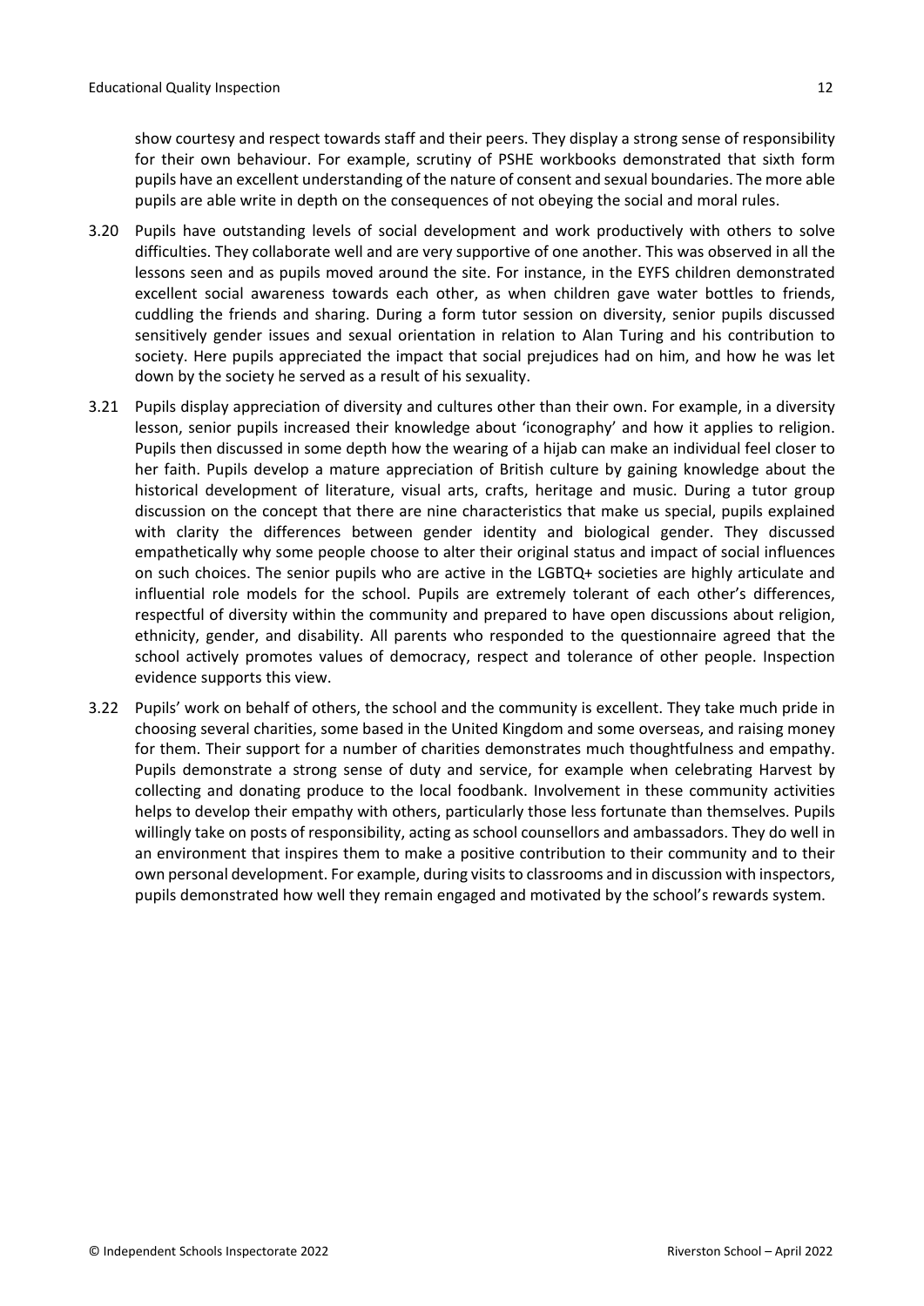show courtesy and respect towards staff and their peers. They display a strong sense of responsibility for their own behaviour. For example, scrutiny of PSHE workbooks demonstrated that sixth form pupils have an excellent understanding of the nature of consent and sexual boundaries. The more able pupils are able write in depth on the consequences of not obeying the social and moral rules.

3.20 Pupils have outstanding levels of social development and work productively with others to solve difficulties. They collaborate well and are very supportive of one another. This was observed in all the lessons seen and as pupils moved around the site. For instance, in the EYFS children demonstrated excellent social awareness towards each other, as when children gave water bottles to friends, cuddling the friends and sharing. During a form tutor session on diversity, senior pupils discussed sensitively gender issues and sexual orientation in relation to Alan Turing and his contribution to society. Here pupils appreciated the impact that social prejudices had on him, and how he was let down by the society he served as a result of his sexuality.

3.21 Pupils display appreciation of diversity and cultures other than their own. For example, in a diversity lesson, senior pupils increased their knowledge about 'iconography' and how it applies to religion. Pupils then discussed in some depth how the wearing of a hijab can make an individual feel closer to her faith. Pupils develop a mature appreciation of British culture by gaining knowledge about the historical development of literature, visual arts, crafts, heritage and music. During a tutor group discussion on the concept that there are nine characteristics that make us special, pupils explained with clarity the differences between gender identity and biological gender. They discussed empathetically why some people choose to alter their original status and impact of social influences on such choices. The senior pupils who are active in the LGBTQ+ societies are highly articulate and influential role models for the school. Pupils are extremely tolerant of each other's differences, respectful of diversity within the community and prepared to have open discussions about religion, ethnicity, gender, and disability. All parents who responded to the questionnaire agreed that the school actively promotes values of democracy, respect and tolerance of other people. Inspection evidence supports this view.

3.22 Pupils' work on behalf of others, the school and the community is excellent. They take much pride in choosing several charities, some based in the United Kingdom and some overseas, and raising money for them. Their support for a number of charities demonstrates much thoughtfulness and empathy. Pupils demonstrate a strong sense of duty and service, for example when celebrating Harvest by collecting and donating produce to the local foodbank. Involvement in these community activities helps to develop their empathy with others, particularly those less fortunate than themselves. Pupils willingly take on posts of responsibility, acting as school counsellors and ambassadors. They do well in an environment that inspires them to make a positive contribution to their community and to their own personal development. For example, during visits to classrooms and in discussion with inspectors, pupils demonstrated how well they remain engaged and motivated by the school's rewards system.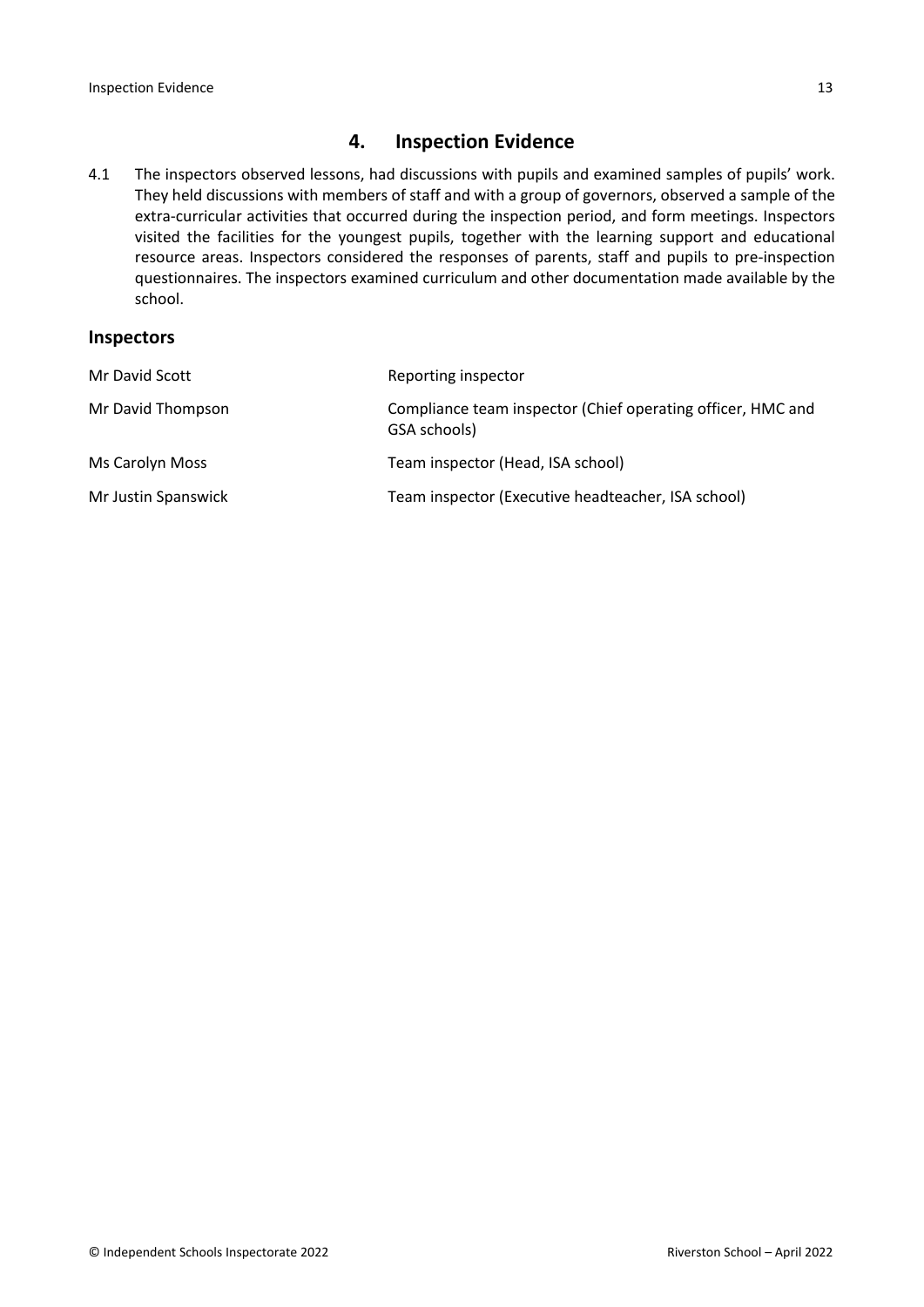## 4. Inspection Evidence

4.1 The inspectors observed lessons, had discussions with pupils and examined samples of pupils' work. They held discussions with members of staff and with a group of governors, observed a sample of the extra-curricular activities that occurred during the inspection period, and form meetings. Inspectors visited the facilities for the youngest pupils, together with the learning support and educational resource areas. Inspectors considered the responses of parents, staff and pupils to pre-inspection questionnaires. The inspectors examined curriculum and other documentation made available by the school.

### Inspectors

| | |
|---|---|
| Mr David Scott | Reporting inspector |
| Mr David Thompson | Compliance team inspector (Chief operating officer, HMC and GSA schools) |
| Ms Carolyn Moss | Team inspector (Head, ISA school) |
| Mr Justin Spanswick | Team inspector (Executive headteacher, ISA school) |